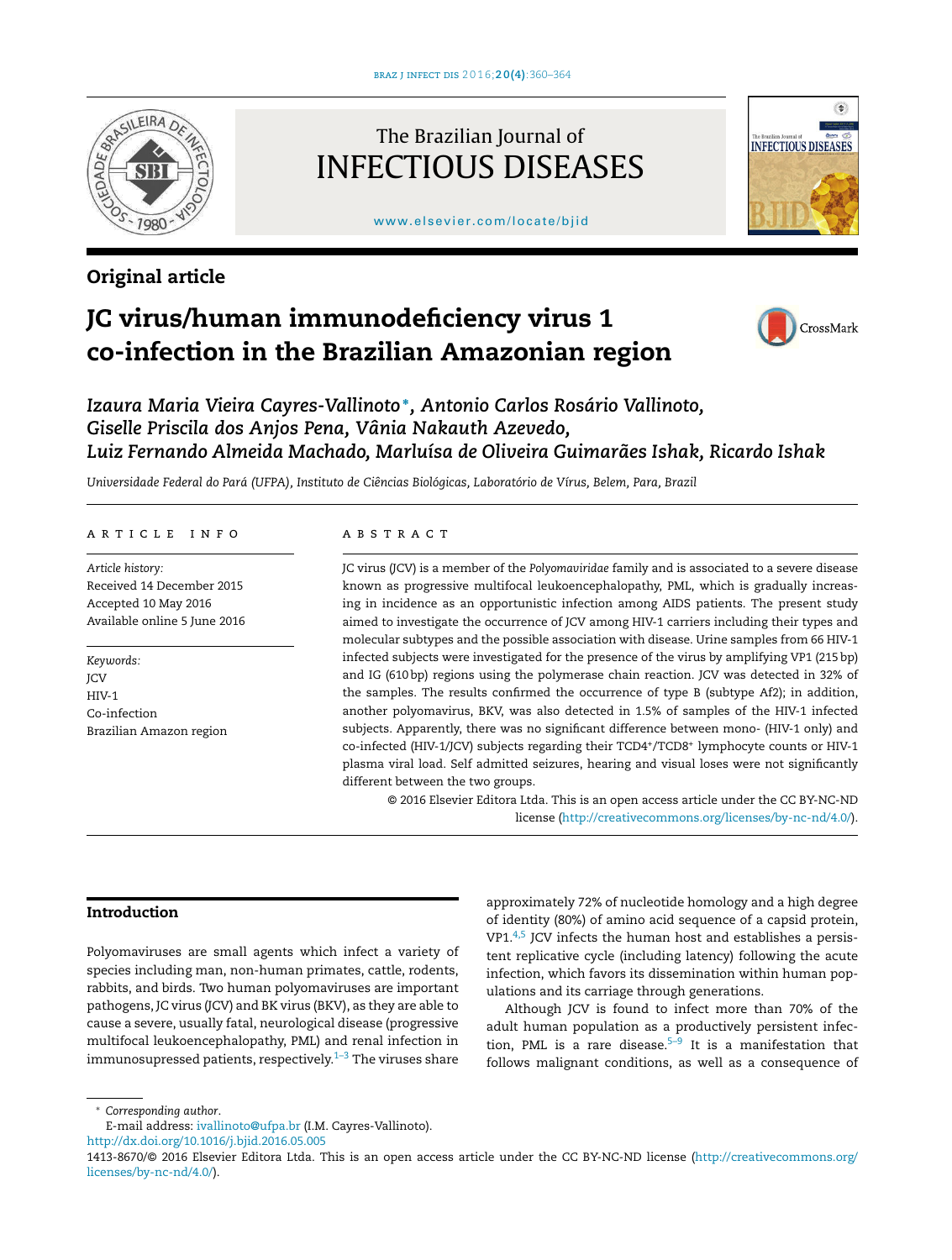## Original article

# JC virus/human immunodeficiency virus 1 co-infection in the Brazilian Amazonian region

*Izaura Maria Vieira Cayres-Vallinoto\*, Antonio Carlos Rosário Vallinoto, Giselle Priscila dos Anjos Pena, Vânia Nakauth Azevedo, Luiz Fernando Almeida Machado, Marluísa de Oliveira Guimarães Ishak, Ricardo Ishak*

*Universidade Federal do Pará (UFPA), Instituto de Ciências Biológicas, Laboratório de Vírus, Belem, Para, Brazil*

### ARTICLE INFO

*Article history:*
Received 14 December 2015
Accepted 10 May 2016
Available online 5 June 2016

*Keywords:*
JCV
HIV-1
Co-infection
Brazilian Amazon region

### ABSTRACT

JC virus (JCV) is a member of the *Polyomaviridae* family and is associated to a severe disease known as progressive multifocal leukoencephalopathy, PML, which is gradually increasing in incidence as an opportunistic infection among AIDS patients. The present study aimed to investigate the occurrence of JCV among HIV-1 carriers including their types and molecular subtypes and the possible association with disease. Urine samples from 66 HIV-1 infected subjects were investigated for the presence of the virus by amplifying VP1 (215 bp) and IG (610 bp) regions using the polymerase chain reaction. JCV was detected in 32% of the samples. The results confirmed the occurrence of type B (subtype Af2); in addition, another polyomavirus, BKV, was also detected in 1.5% of samples of the HIV-1 infected subjects. Apparently, there was no significant difference between mono- (HIV-1 only) and co-infected (HIV-1/JCV) subjects regarding their TCD4+/TCD8+ lymphocyte counts or HIV-1 plasma viral load. Self admitted seizures, hearing and visual loses were not significantly different between the two groups.

© 2016 Elsevier Editora Ltda. This is an open access article under the CC BY-NC-ND license (http://creativecommons.org/licenses/by-nc-nd/4.0/).

## Introduction

Polyomaviruses are small agents which infect a variety of species including man, non-human primates, cattle, rodents, rabbits, and birds. Two human polyomaviruses are important pathogens, JC virus (JCV) and BK virus (BKV), as they are able to cause a severe, usually fatal, neurological disease (progressive multifocal leukoencephalopathy, PML) and renal infection in immunosupressed patients, respectively.[1–3] The viruses share approximately 72% of nucleotide homology and a high degree of identity (80%) of amino acid sequence of a capsid protein, VP1.[4,5] JCV infects the human host and establishes a persistent replicative cycle (including latency) following the acute infection, which favors its dissemination within human populations and its carriage through generations.

Although JCV is found to infect more than 70% of the adult human population as a productively persistent infection, PML is a rare disease.[5–9] It is a manifestation that follows malignant conditions, as well as a consequence of

\* *Corresponding author.*
E-mail address: ivallinoto@ufpa.br (I.M. Cayres-Vallinoto).
http://dx.doi.org/10.1016/j.bjid.2016.05.005
1413-8670/© 2016 Elsevier Editora Ltda. This is an open access article under the CC BY-NC-ND license (http://creativecommons.org/licenses/by-nc-nd/4.0/).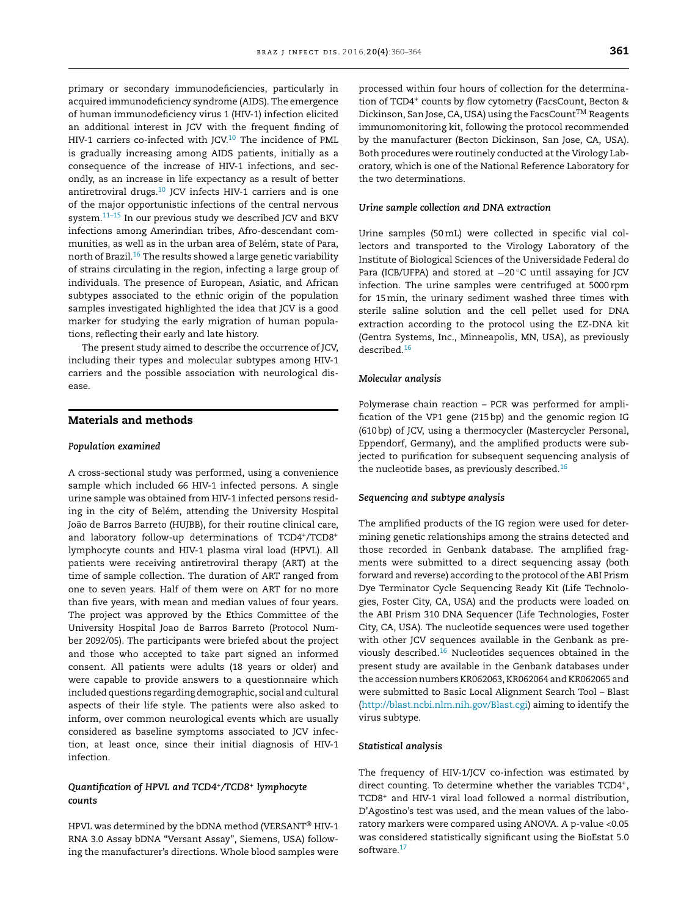primary or secondary immunodeficiencies, particularly in acquired immunodeficiency syndrome (AIDS). The emergence of human immunodeficiency virus 1 (HIV-1) infection elicited an additional interest in JCV with the frequent finding of HIV-1 carriers co-infected with JCV.[10] The incidence of PML is gradually increasing among AIDS patients, initially as a consequence of the increase of HIV-1 infections, and secondly, as an increase in life expectancy as a result of better antiretroviral drugs.[10] JCV infects HIV-1 carriers and is one of the major opportunistic infections of the central nervous system.[11–15] In our previous study we described JCV and BKV infections among Amerindian tribes, Afro-descendant communities, as well as in the urban area of Belém, state of Para, north of Brazil.[16] The results showed a large genetic variability of strains circulating in the region, infecting a large group of individuals. The presence of European, Asiatic, and African subtypes associated to the ethnic origin of the population samples investigated highlighted the idea that JCV is a good marker for studying the early migration of human populations, reflecting their early and late history.

The present study aimed to describe the occurrence of JCV, including their types and molecular subtypes among HIV-1 carriers and the possible association with neurological disease.

## Materials and methods

### *Population examined*

A cross-sectional study was performed, using a convenience sample which included 66 HIV-1 infected persons. A single urine sample was obtained from HIV-1 infected persons residing in the city of Belém, attending the University Hospital João de Barros Barreto (HUJBB), for their routine clinical care, and laboratory follow-up determinations of $TCD4^+/TCD8^+$ lymphocyte counts and HIV-1 plasma viral load (HPVL). All patients were receiving antiretroviral therapy (ART) at the time of sample collection. The duration of ART ranged from one to seven years. Half of them were on ART for no more than five years, with mean and median values of four years. The project was approved by the Ethics Committee of the University Hospital Joao de Barros Barreto (Protocol Number 2092/05). The participants were briefed about the project and those who accepted to take part signed an informed consent. All patients were adults (18 years or older) and were capable to provide answers to a questionnaire which included questions regarding demographic, social and cultural aspects of their life style. The patients were also asked to inform, over common neurological events which are usually considered as baseline symptoms associated to JCV infection, at least once, since their initial diagnosis of HIV-1 infection.

### *Quantification of HPVL and $TCD4^+/TCD8^+$ lymphocyte counts*

HPVL was determined by the bDNA method (VERSANT® HIV-1 RNA 3.0 Assay bDNA "Versant Assay", Siemens, USA) following the manufacturer's directions. Whole blood samples were processed within four hours of collection for the determination of $TCD4^+$ counts by flow cytometry (FacsCount, Becton & Dickinson, San Jose, CA, USA) using the FacsCount™ Reagents immunomonitoring kit, following the protocol recommended by the manufacturer (Becton Dickinson, San Jose, CA, USA). Both procedures were routinely conducted at the Virology Laboratory, which is one of the National Reference Laboratory for the two determinations.

### *Urine sample collection and DNA extraction*

Urine samples (50 mL) were collected in specific vial collectors and transported to the Virology Laboratory of the Institute of Biological Sciences of the Universidade Federal do Para (ICB/UFPA) and stored at −20 °C until assaying for JCV infection. The urine samples were centrifuged at 5000 rpm for 15 min, the urinary sediment washed three times with sterile saline solution and the cell pellet used for DNA extraction according to the protocol using the EZ-DNA kit (Gentra Systems, Inc., Minneapolis, MN, USA), as previously described.[16]

### *Molecular analysis*

Polymerase chain reaction – PCR was performed for amplification of the VP1 gene (215 bp) and the genomic region IG (610 bp) of JCV, using a thermocycler (Mastercycler Personal, Eppendorf, Germany), and the amplified products were subjected to purification for subsequent sequencing analysis of the nucleotide bases, as previously described.[16]

### *Sequencing and subtype analysis*

The amplified products of the IG region were used for determining genetic relationships among the strains detected and those recorded in Genbank database. The amplified fragments were submitted to a direct sequencing assay (both forward and reverse) according to the protocol of the ABI Prism Dye Terminator Cycle Sequencing Ready Kit (Life Technologies, Foster City, CA, USA) and the products were loaded on the ABI Prism 310 DNA Sequencer (Life Technologies, Foster City, CA, USA). The nucleotide sequences were used together with other JCV sequences available in the Genbank as previously described.[16] Nucleotides sequences obtained in the present study are available in the Genbank databases under the accession numbers KR062063, KR062064 and KR062065 and were submitted to Basic Local Alignment Search Tool – Blast (http://blast.ncbi.nlm.nih.gov/Blast.cgi) aiming to identify the virus subtype.

### *Statistical analysis*

The frequency of HIV-1/JCV co-infection was estimated by direct counting. To determine whether the variables $TCD4^+$, $TCD8^+$ and HIV-1 viral load followed a normal distribution, D'Agostino's test was used, and the mean values of the laboratory markers were compared using ANOVA. A p-value $<0.05$ was considered statistically significant using the BioEstat 5.0 software.[17]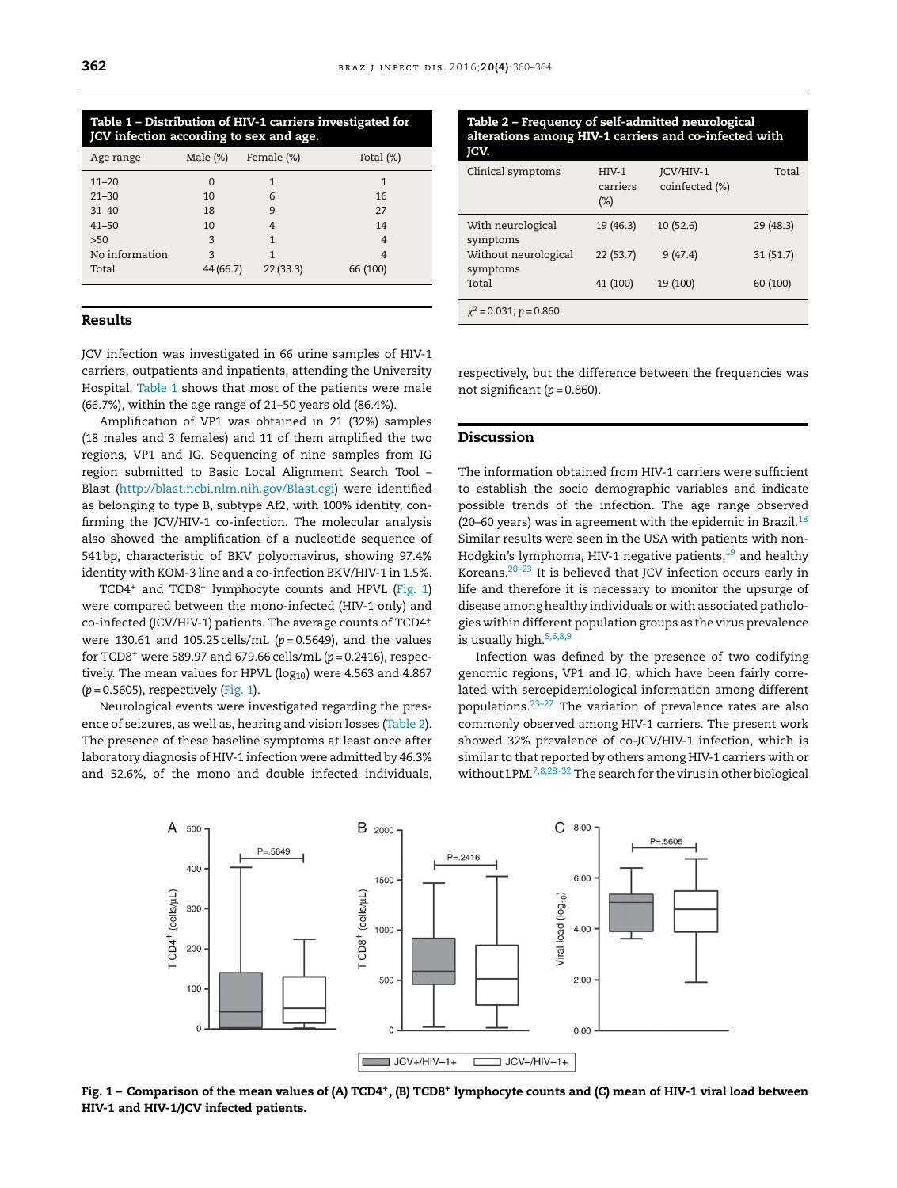**Table 1 – Distribution of HIV-1 carriers investigated for JCV infection according to sex and age.**

| Age range | Male (%) | Female (%) | Total (%) |
|---|---|---|---|
| 11–20 | 0 | 1 | 1 |
| 21–30 | 10 | 6 | 16 |
| 31–40 | 18 | 9 | 27 |
| 41–50 | 10 | 4 | 14 |
| >50 | 3 | 1 | 4 |
| No information | 3 | 1 | 4 |
| Total | 44 (66.7) | 22 (33.3) | 66 (100) |

**Table 2 – Frequency of self-admitted neurological alterations among HIV-1 carriers and co-infected with JCV.**

| Clinical symptoms | HIV-1 carriers (%) | JCV/HIV-1 coinfected (%) | Total |
|---|---|---|---|
| With neurological symptoms | 19 (46.3) | 10 (52.6) | 29 (48.3) |
| Without neurological symptoms | 22 (53.7) | 9 (47.4) | 31 (51.7) |
| Total | 41 (100) | 19 (100) | 60 (100) |

$\chi^2 = 0.031$; $p = 0.860$.

## Results

JCV infection was investigated in 66 urine samples of HIV-1 carriers, outpatients and inpatients, attending the University Hospital. Table 1 shows that most of the patients were male (66.7%), within the age range of 21–50 years old (86.4%).

Amplification of VP1 was obtained in 21 (32%) samples (18 males and 3 females) and 11 of them amplified the two regions, VP1 and IG. Sequencing of nine samples from IG region submitted to Basic Local Alignment Search Tool – Blast (http://blast.ncbi.nlm.nih.gov/Blast.cgi) were identified as belonging to type B, subtype Af2, with 100% identity, confirming the JCV/HIV-1 co-infection. The molecular analysis also showed the amplification of a nucleotide sequence of 541 bp, characteristic of BKV polyomavirus, showing 97.4% identity with KOM-3 line and a co-infection BKV/HIV-1 in 1.5%.

$TCD4^+$ and $TCD8^+$ lymphocyte counts and HPVL (Fig. 1) were compared between the mono-infected (HIV-1 only) and co-infected (JCV/HIV-1) patients. The average counts of $TCD4^+$ were 130.61 and 105.25 cells/mL ($p = 0.5649$), and the values for $TCD8^+$ were 589.97 and 679.66 cells/mL ($p = 0.2416$), respectively. The mean values for HPVL ($\log_{10}$) were 4.563 and 4.867 ($p = 0.5605$), respectively (Fig. 1).

Neurological events were investigated regarding the presence of seizures, as well as, hearing and vision losses (Table 2). The presence of these baseline symptoms at least once after laboratory diagnosis of HIV-1 infection were admitted by 46.3% and 52.6%, of the mono and double infected individuals, respectively, but the difference between the frequencies was not significant ($p = 0.860$).

## Discussion

The information obtained from HIV-1 carriers were sufficient to establish the socio demographic variables and indicate possible trends of the infection. The age range observed (20–60 years) was in agreement with the epidemic in Brazil.[18] Similar results were seen in the USA with patients with non-Hodgkin's lymphoma, HIV-1 negative patients,[19] and healthy Koreans.[20–23] It is believed that JCV infection occurs early in life and therefore it is necessary to monitor the upsurge of disease among healthy individuals or with associated pathologies within different population groups as the virus prevalence is usually high.[5,6,8,9]

Infection was defined by the presence of two codifying genomic regions, VP1 and IG, which have been fairly correlated with seroepidemiological information among different populations.[23–27] The variation of prevalence rates are also commonly observed among HIV-1 carriers. The present work showed 32% prevalence of co-JCV/HIV-1 infection, which is similar to that reported by others among HIV-1 carriers with or without LPM.[7,8,28–32] The search for the virus in other biological

**Fig. 1 – Comparison of the mean values of (A) $TCD4^+$, (B) $TCD8^+$ lymphocyte counts and (C) mean of HIV-1 viral load between HIV-1 and HIV-1/JCV infected patients.**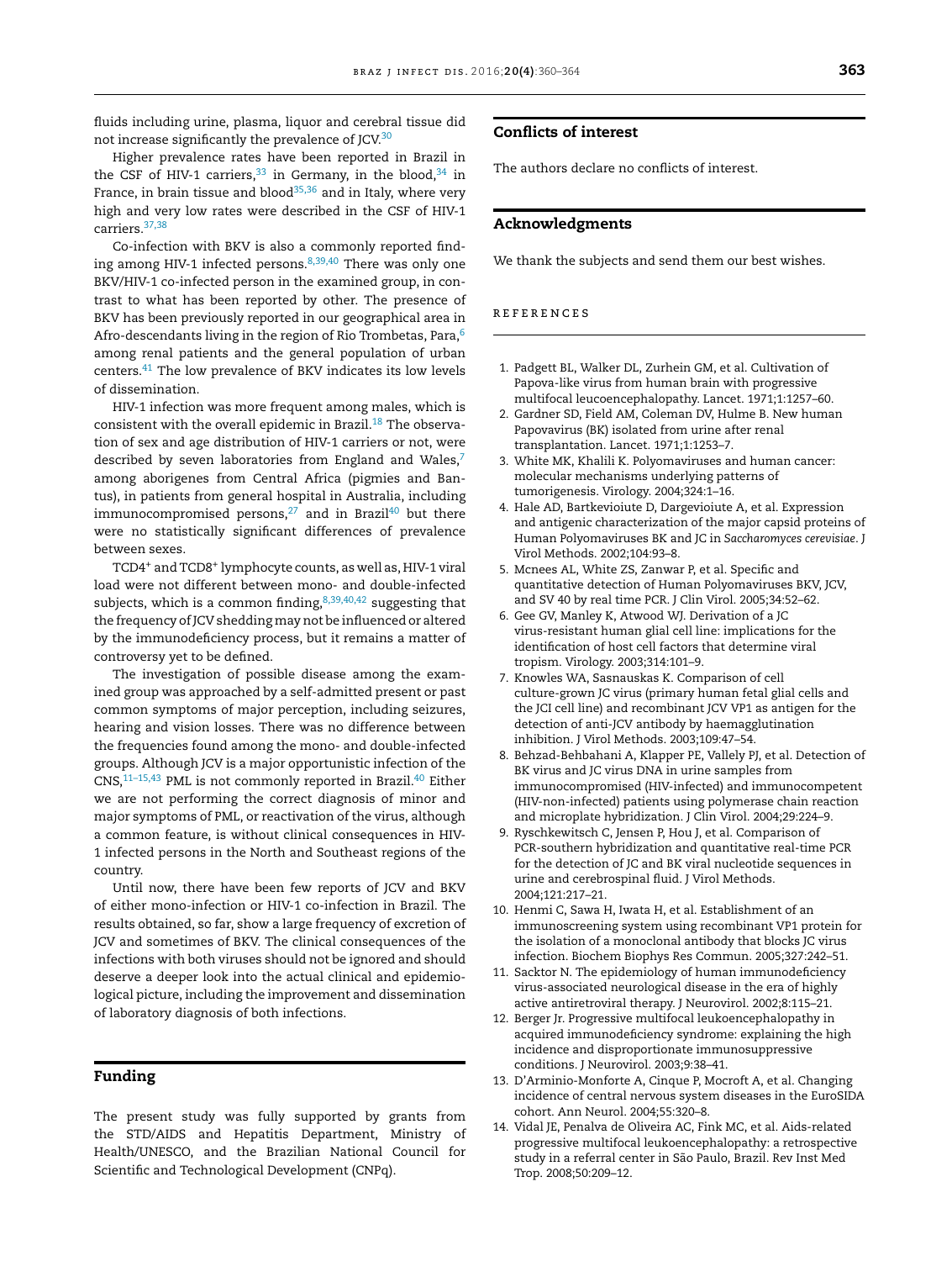fluids including urine, plasma, liquor and cerebral tissue did not increase significantly the prevalence of JCV.[30]

Higher prevalence rates have been reported in Brazil in the CSF of HIV-1 carriers,[33] in Germany, in the blood,[34] in France, in brain tissue and blood[35,36] and in Italy, where very high and very low rates were described in the CSF of HIV-1 carriers.[37,38]

Co-infection with BKV is also a commonly reported finding among HIV-1 infected persons.[8,39,40] There was only one BKV/HIV-1 co-infected person in the examined group, in contrast to what has been reported by other. The presence of BKV has been previously reported in our geographical area in Afro-descendants living in the region of Rio Trombetas, Para,[6] among renal patients and the general population of urban centers.[41] The low prevalence of BKV indicates its low levels of dissemination.

HIV-1 infection was more frequent among males, which is consistent with the overall epidemic in Brazil.[18] The observation of sex and age distribution of HIV-1 carriers or not, were described by seven laboratories from England and Wales,[7] among aborigenes from Central Africa (pigmies and Bantus), in patients from general hospital in Australia, including immunocompromised persons,[27] and in Brazil[40] but there were no statistically significant differences of prevalence between sexes.

TCD4$^{+}$ and TCD8$^{+}$ lymphocyte counts, as well as, HIV-1 viral load were not different between mono- and double-infected subjects, which is a common finding,[8,39,40,42] suggesting that the frequency of JCV shedding may not be influenced or altered by the immunodeficiency process, but it remains a matter of controversy yet to be defined.

The investigation of possible disease among the examined group was approached by a self-admitted present or past common symptoms of major perception, including seizures, hearing and vision losses. There was no difference between the frequencies found among the mono- and double-infected groups. Although JCV is a major opportunistic infection of the CNS,[11–15,43] PML is not commonly reported in Brazil.[40] Either we are not performing the correct diagnosis of minor and major symptoms of PML, or reactivation of the virus, although a common feature, is without clinical consequences in HIV-1 infected persons in the North and Southeast regions of the country.

Until now, there have been few reports of JCV and BKV of either mono-infection or HIV-1 co-infection in Brazil. The results obtained, so far, show a large frequency of excretion of JCV and sometimes of BKV. The clinical consequences of the infections with both viruses should not be ignored and should deserve a deeper look into the actual clinical and epidemiological picture, including the improvement and dissemination of laboratory diagnosis of both infections.

## Funding

The present study was fully supported by grants from the STD/AIDS and Hepatitis Department, Ministry of Health/UNESCO, and the Brazilian National Council for Scientific and Technological Development (CNPq).

## Conflicts of interest

The authors declare no conflicts of interest.

## Acknowledgments

We thank the subjects and send them our best wishes.

## REFERENCES

1. Padgett BL, Walker DL, Zurhein GM, et al. Cultivation of Papova-like virus from human brain with progressive multifocal leucoencephalopathy. Lancet. 1971;1:1257–60.
2. Gardner SD, Field AM, Coleman DV, Hulme B. New human Papovavirus (BK) isolated from urine after renal transplantation. Lancet. 1971;1:1253–7.
3. White MK, Khalili K. Polyomaviruses and human cancer: molecular mechanisms underlying patterns of tumorigenesis. Virology. 2004;324:1–16.
4. Hale AD, Bartkevioiute D, Dargevioiute A, et al. Expression and antigenic characterization of the major capsid proteins of Human Polyomaviruses BK and JC in *Saccharomyces cerevisiae*. J Virol Methods. 2002;104:93–8.
5. Mcnees AL, White ZS, Zanwar P, et al. Specific and quantitative detection of Human Polyomaviruses BKV, JCV, and SV 40 by real time PCR. J Clin Virol. 2005;34:52–62.
6. Gee GV, Manley K, Atwood WJ. Derivation of a JC virus-resistant human glial cell line: implications for the identification of host cell factors that determine viral tropism. Virology. 2003;314:101–9.
7. Knowles WA, Sasnauskas K. Comparison of cell culture-grown JC virus (primary human fetal glial cells and the JCI cell line) and recombinant JCV VP1 as antigen for the detection of anti-JCV antibody by haemagglutination inhibition. J Virol Methods. 2003;109:47–54.
8. Behzad-Behbahani A, Klapper PE, Vallely PJ, et al. Detection of BK virus and JC virus DNA in urine samples from immunocompromised (HIV-infected) and immunocompetent (HIV-non-infected) patients using polymerase chain reaction and microplate hybridization. J Clin Virol. 2004;29:224–9.
9. Ryschkewitsch C, Jensen P, Hou J, et al. Comparison of PCR-southern hybridization and quantitative real-time PCR for the detection of JC and BK viral nucleotide sequences in urine and cerebrospinal fluid. J Virol Methods. 2004;121:217–21.
10. Henmi C, Sawa H, Iwata H, et al. Establishment of an immunoscreening system using recombinant VP1 protein for the isolation of a monoclonal antibody that blocks JC virus infection. Biochem Biophys Res Commun. 2005;327:242–51.
11. Sacktor N. The epidemiology of human immunodeficiency virus-associated neurological disease in the era of highly active antiretroviral therapy. J Neurovirol. 2002;8:115–21.
12. Berger Jr. Progressive multifocal leukoencephalopathy in acquired immunodeficiency syndrome: explaining the high incidence and disproportionate immunosuppressive conditions. J Neurovirol. 2003;9:38–41.
13. D'Arminio-Monforte A, Cinque P, Mocroft A, et al. Changing incidence of central nervous system diseases in the EuroSIDA cohort. Ann Neurol. 2004;55:320–8.
14. Vidal JE, Penalva de Oliveira AC, Fink MC, et al. Aids-related progressive multifocal leukoencephalopathy: a retrospective study in a referral center in São Paulo, Brazil. Rev Inst Med Trop. 2008;50:209–12.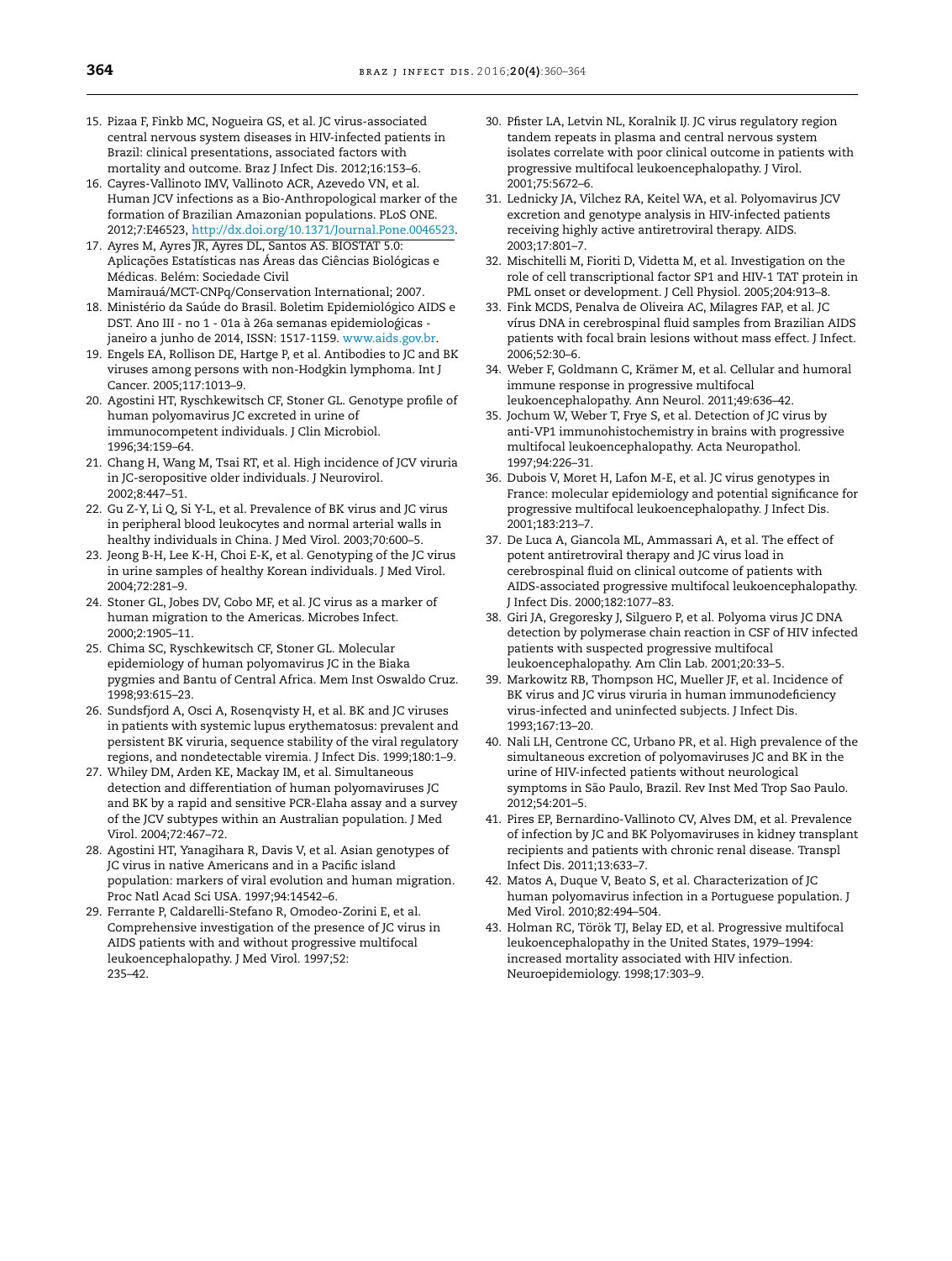15. Pizaa F, Finkb MC, Nogueira GS, et al. JC virus-associated central nervous system diseases in HIV-infected patients in Brazil: clinical presentations, associated factors with mortality and outcome. Braz J Infect Dis. 2012;16:153–6.
16. Cayres-Vallinoto IMV, Vallinoto ACR, Azevedo VN, et al. Human JCV infections as a Bio-Anthropological marker of the formation of Brazilian Amazonian populations. PLoS ONE. 2012;7:E46523, http://dx.doi.org/10.1371/Journal.Pone.0046523.
17. Ayres M, Ayres JR, Ayres DL, Santos AS. BIOSTAT 5.0: Aplicações Estatísticas nas Áreas das Ciências Biológicas e Médicas. Belém: Sociedade Civil Mamirauá/MCT-CNPq/Conservation International; 2007.
18. Ministério da Saúde do Brasil. Boletim Epidemiológico AIDS e DST. Ano III - no 1 - 01a à 26a semanas epidemiológicas - janeiro a junho de 2014, ISSN: 1517-1159. www.aids.gov.br.
19. Engels EA, Rollison DE, Hartge P, et al. Antibodies to JC and BK viruses among persons with non-Hodgkin lymphoma. Int J Cancer. 2005;117:1013–9.
20. Agostini HT, Ryschkewitsch CF, Stoner GL. Genotype profile of human polyomavirus JC excreted in urine of immunocompetent individuals. J Clin Microbiol. 1996;34:159–64.
21. Chang H, Wang M, Tsai RT, et al. High incidence of JCV viruria in JC-seropositive older individuals. J Neurovirol. 2002;8:447–51.
22. Gu Z-Y, Li Q, Si Y-L, et al. Prevalence of BK virus and JC virus in peripheral blood leukocytes and normal arterial walls in healthy individuals in China. J Med Virol. 2003;70:600–5.
23. Jeong B-H, Lee K-H, Choi E-K, et al. Genotyping of the JC virus in urine samples of healthy Korean individuals. J Med Virol. 2004;72:281–9.
24. Stoner GL, Jobes DV, Cobo MF, et al. JC virus as a marker of human migration to the Americas. Microbes Infect. 2000;2:1905–11.
25. Chima SC, Ryschkewitsch CF, Stoner GL. Molecular epidemiology of human polyomavirus JC in the Biaka pygmies and Bantu of Central Africa. Mem Inst Oswaldo Cruz. 1998;93:615–23.
26. Sundsfjord A, Osci A, Rosenqvisty H, et al. BK and JC viruses in patients with systemic lupus erythematosus: prevalent and persistent BK viruria, sequence stability of the viral regulatory regions, and nondetectable viremia. J Infect Dis. 1999;180:1–9.
27. Whiley DM, Arden KE, Mackay IM, et al. Simultaneous detection and differentiation of human polyomaviruses JC and BK by a rapid and sensitive PCR-Elaha assay and a survey of the JCV subtypes within an Australian population. J Med Virol. 2004;72:467–72.
28. Agostini HT, Yanagihara R, Davis V, et al. Asian genotypes of JC virus in native Americans and in a Pacific island population: markers of viral evolution and human migration. Proc Natl Acad Sci USA. 1997;94:14542–6.
29. Ferrante P, Caldarelli-Stefano R, Omodeo-Zorini E, et al. Comprehensive investigation of the presence of JC virus in AIDS patients with and without progressive multifocal leukoencephalopathy. J Med Virol. 1997;52: 235–42.
30. Pfister LA, Letvin NL, Koralnik IJ. JC virus regulatory region tandem repeats in plasma and central nervous system isolates correlate with poor clinical outcome in patients with progressive multifocal leukoencephalopathy. J Virol. 2001;75:5672–6.
31. Lednicky JA, Vilchez RA, Keitel WA, et al. Polyomavirus JCV excretion and genotype analysis in HIV-infected patients receiving highly active antiretroviral therapy. AIDS. 2003;17:801–7.
32. Mischitelli M, Fioriti D, Videtta M, et al. Investigation on the role of cell transcriptional factor SP1 and HIV-1 TAT protein in PML onset or development. J Cell Physiol. 2005;204:913–8.
33. Fink MCDS, Penalva de Oliveira AC, Milagres FAP, et al. JC vírus DNA in cerebrospinal fluid samples from Brazilian AIDS patients with focal brain lesions without mass effect. J Infect. 2006;52:30–6.
34. Weber F, Goldmann C, Krämer M, et al. Cellular and humoral immune response in progressive multifocal leukoencephalopathy. Ann Neurol. 2011;49:636–42.
35. Jochum W, Weber T, Frye S, et al. Detection of JC virus by anti-VP1 immunohistochemistry in brains with progressive multifocal leukoencephalopathy. Acta Neuropathol. 1997;94:226–31.
36. Dubois V, Moret H, Lafon M-E, et al. JC virus genotypes in France: molecular epidemiology and potential significance for progressive multifocal leukoencephalopathy. J Infect Dis. 2001;183:213–7.
37. De Luca A, Giancola ML, Ammassari A, et al. The effect of potent antiretroviral therapy and JC virus load in cerebrospinal fluid on clinical outcome of patients with AIDS-associated progressive multifocal leukoencephalopathy. J Infect Dis. 2000;182:1077–83.
38. Giri JA, Gregoresky J, Silguero P, et al. Polyoma virus JC DNA detection by polymerase chain reaction in CSF of HIV infected patients with suspected progressive multifocal leukoencephalopathy. Am Clin Lab. 2001;20:33–5.
39. Markowitz RB, Thompson HC, Mueller JF, et al. Incidence of BK virus and JC virus viruria in human immunodeficiency virus-infected and uninfected subjects. J Infect Dis. 1993;167:13–20.
40. Nali LH, Centrone CC, Urbano PR, et al. High prevalence of the simultaneous excretion of polyomaviruses JC and BK in the urine of HIV-infected patients without neurological symptoms in São Paulo, Brazil. Rev Inst Med Trop Sao Paulo. 2012;54:201–5.
41. Pires EP, Bernardino-Vallinoto CV, Alves DM, et al. Prevalence of infection by JC and BK Polyomaviruses in kidney transplant recipients and patients with chronic renal disease. Transpl Infect Dis. 2011;13:633–7.
42. Matos A, Duque V, Beato S, et al. Characterization of JC human polyomavirus infection in a Portuguese population. J Med Virol. 2010;82:494–504.
43. Holman RC, Török TJ, Belay ED, et al. Progressive multifocal leukoencephalopathy in the United States, 1979–1994: increased mortality associated with HIV infection. Neuroepidemiology. 1998;17:303–9.